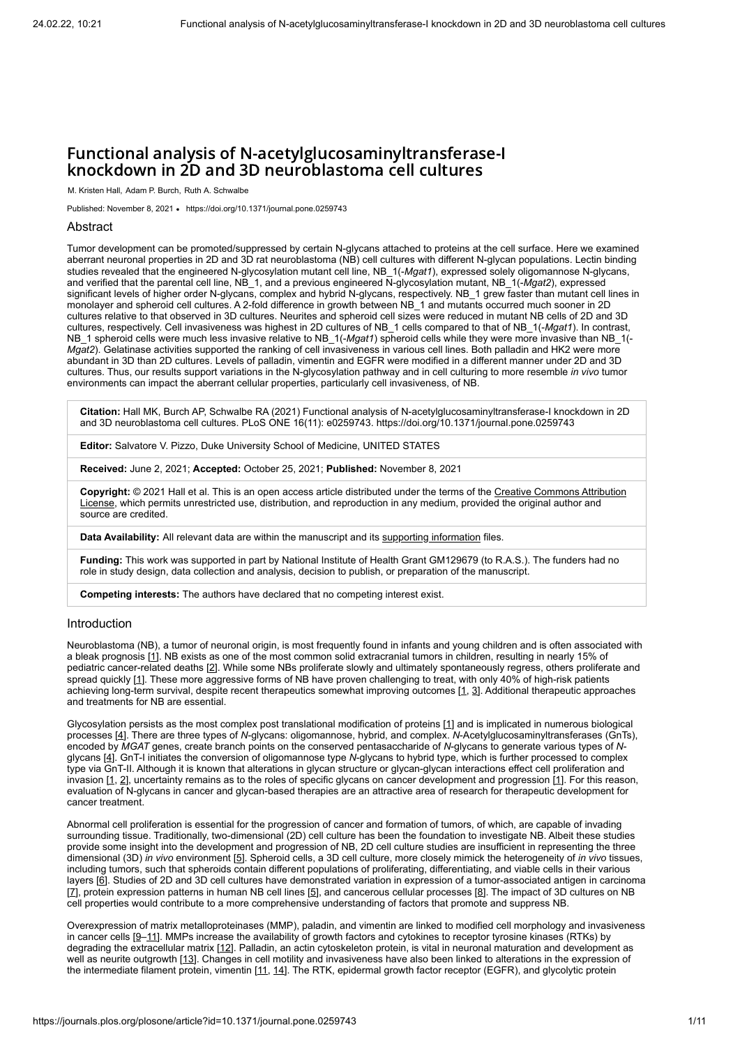# Functional analysis of N-acetylglucosaminyltransferase-I knockdown in 2D and 3D neuroblastoma cell cultures

M. Kristen Hall, Adam P. Burch, Ruth A. Schwalbe

Published: November 8, 2021 • https://doi.org/10.1371/journal.pone.0259743

## Abstract

Tumor development can be promoted/suppressed by certain N-glycans attached to proteins at the cell surface. Here we examined aberrant neuronal properties in 2D and 3D rat neuroblastoma (NB) cell cultures with different N-glycan populations. Lectin binding studies revealed that the engineered N-glycosylation mutant cell line, NB_1(-*Mgat1*), expressed solely oligomannose N-glycans, and verified that the parental cell line, NB_1, and a previous engineered N-glycosylation mutant, NB_1(-*Mgat2*), expressed significant levels of higher order N-glycans, complex and hybrid N-glycans, respectively. NB_1 grew faster than mutant cell lines in monolayer and spheroid cell cultures. A 2-fold difference in growth between NB_1 and mutants occurred much sooner in 2D cultures relative to that observed in 3D cultures. Neurites and spheroid cell sizes were reduced in mutant NB cells of 2D and 3D cultures, respectively. Cell invasiveness was highest in 2D cultures of NB_1 cells compared to that of NB_1(-*Mgat1*). In contrast, NB_1 spheroid cells were much less invasive relative to NB_1(-*Mgat1*) spheroid cells while they were more invasive than NB_1(-*Mgat2*). Gelatinase activities supported the ranking of cell invasiveness in various cell lines. Both palladin and HK2 were more abundant in 3D than 2D cultures. Levels of palladin, vimentin and EGFR were modified in a different manner under 2D and 3D cultures. Thus, our results support variations in the N-glycosylation pathway and in cell culturing to more resemble *in vivo* tumor environments can impact the aberrant cellular properties, particularly cell invasiveness, of NB.

**Citation:** Hall MK, Burch AP, Schwalbe RA (2021) Functional analysis of N-acetylglucosaminyltransferase-I knockdown in 2D and 3D neuroblastoma cell cultures. PLoS ONE 16(11): e0259743. https://doi.org/10.1371/journal.pone.0259743

**Editor:** Salvatore V. Pizzo, Duke University School of Medicine, UNITED STATES

**Received:** June 2, 2021; **Accepted:** October 25, 2021; **Published:** November 8, 2021

**Copyright:** © 2021 Hall et al. This is an open access article distributed under the terms of the Creative Commons Attribution License, which permits unrestricted use, distribution, and reproduction in any medium, provided the original author and source are credited.

**Data Availability:** All relevant data are within the manuscript and its supporting information files.

**Funding:** This work was supported in part by National Institute of Health Grant GM129679 (to R.A.S.). The funders had no role in study design, data collection and analysis, decision to publish, or preparation of the manuscript.

**Competing interests:** The authors have declared that no competing interest exist.

## Introduction

Neuroblastoma (NB), a tumor of neuronal origin, is most frequently found in infants and young children and is often associated with a bleak prognosis [1]. NB exists as one of the most common solid extracranial tumors in children, resulting in nearly 15% of pediatric cancer-related deaths [2]. While some NBs proliferate slowly and ultimately spontaneously regress, others proliferate and spread quickly [1]. These more aggressive forms of NB have proven challenging to treat, with only 40% of high-risk patients achieving long-term survival, despite recent therapeutics somewhat improving outcomes [1, 3]. Additional therapeutic approaches and treatments for NB are essential.

Glycosylation persists as the most complex post translational modification of proteins [1] and is implicated in numerous biological processes [4]. There are three types of *N*-glycans: oligomannose, hybrid, and complex. *N*-Acetylglucosaminyltransferases (GnTs), encoded by *MGAT* genes, create branch points on the conserved pentasaccharide of *N*-glycans to generate various types of *N*-glycans [4]. GnT-I initiates the conversion of oligomannose type *N*-glycans to hybrid type, which is further processed to complex type via GnT-II. Although it is known that alterations in glycan structure or glycan-glycan interactions effect cell proliferation and invasion [1, 2], uncertainty remains as to the roles of specific glycans on cancer development and progression [1]. For this reason, evaluation of N-glycans in cancer and glycan-based therapies are an attractive area of research for therapeutic development for cancer treatment.

Abnormal cell proliferation is essential for the progression of cancer and formation of tumors, of which, are capable of invading surrounding tissue. Traditionally, two-dimensional (2D) cell culture has been the foundation to investigate NB. Albeit these studies provide some insight into the development and progression of NB, 2D cell culture studies are insufficient in representing the three dimensional (3D) *in vivo* environment [5]. Spheroid cells, a 3D cell culture, more closely mimick the heterogeneity of *in vivo* tissues, including tumors, such that spheroids contain different populations of proliferating, differentiating, and viable cells in their various layers [6]. Studies of 2D and 3D cell cultures have demonstrated variation in expression of a tumor-associated antigen in carcinoma [7], protein expression patterns in human NB cell lines [5], and cancerous cellular processes [8]. The impact of 3D cultures on NB cell properties would contribute to a more comprehensive understanding of factors that promote and suppress NB.

Overexpression of matrix metalloproteinases (MMP), paladin, and vimentin are linked to modified cell morphology and invasiveness in cancer cells [9–11]. MMPs increase the availability of growth factors and cytokines to receptor tyrosine kinases (RTKs) by degrading the extracellular matrix [12]. Palladin, an actin cytoskeleton protein, is vital in neuronal maturation and development as well as neurite outgrowth [13]. Changes in cell motility and invasiveness have also been linked to alterations in the expression of the intermediate filament protein, vimentin [11, 14]. The RTK, epidermal growth factor receptor (EGFR), and glycolytic protein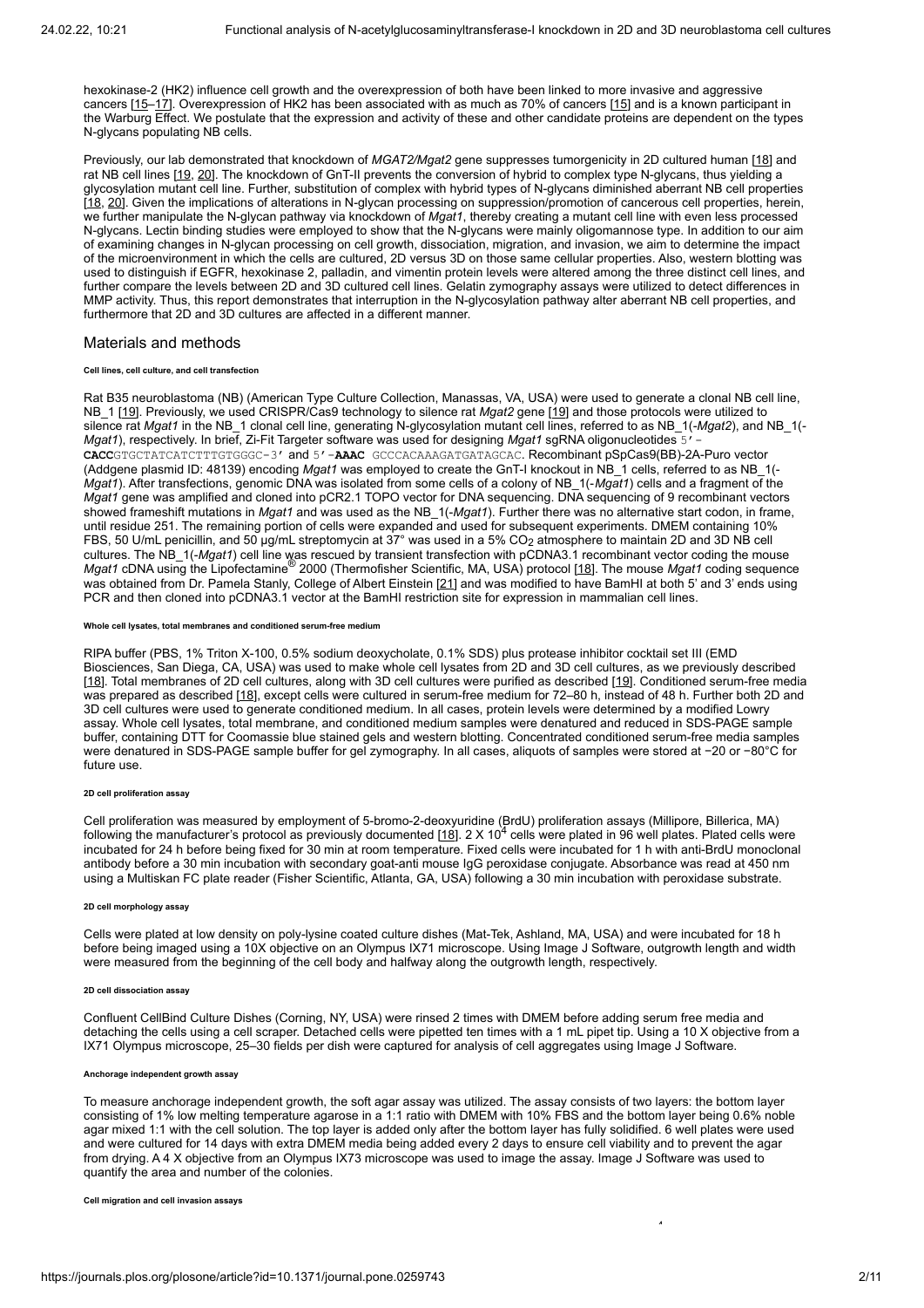hexokinase-2 (HK2) influence cell growth and the overexpression of both have been linked to more invasive and aggressive cancers [15–17]. Overexpression of HK2 has been associated with as much as 70% of cancers [15] and is a known participant in the Warburg Effect. We postulate that the expression and activity of these and other candidate proteins are dependent on the types N-glycans populating NB cells.

Previously, our lab demonstrated that knockdown of *MGAT2/Mgat2* gene suppresses tumorgenicity in 2D cultured human [18] and rat NB cell lines [19, 20]. The knockdown of GnT-II prevents the conversion of hybrid to complex type N-glycans, thus yielding a glycosylation mutant cell line. Further, substitution of complex with hybrid types of N-glycans diminished aberrant NB cell properties [18, 20]. Given the implications of alterations in N-glycan processing on suppression/promotion of cancerous cell properties, herein, we further manipulate the N-glycan pathway via knockdown of *Mgat1*, thereby creating a mutant cell line with even less processed N-glycans. Lectin binding studies were employed to show that the N-glycans were mainly oligomannose type. In addition to our aim of examining changes in N-glycan processing on cell growth, dissociation, migration, and invasion, we aim to determine the impact of the microenvironment in which the cells are cultured, 2D versus 3D on those same cellular properties. Also, western blotting was used to distinguish if EGFR, hexokinase 2, palladin, and vimentin protein levels were altered among the three distinct cell lines, and further compare the levels between 2D and 3D cultured cell lines. Gelatin zymography assays were utilized to detect differences in MMP activity. Thus, this report demonstrates that interruption in the N-glycosylation pathway alter aberrant NB cell properties, and furthermore that 2D and 3D cultures are affected in a different manner.

## Materials and methods

#### Cell lines, cell culture, and cell transfection

Rat B35 neuroblastoma (NB) (American Type Culture Collection, Manassas, VA, USA) were used to generate a clonal NB cell line, NB_1 [19]. Previously, we used CRISPR/Cas9 technology to silence rat *Mgat2* gene [19] and those protocols were utilized to silence rat *Mgat1* in the NB_1 clonal cell line, generating N-glycosylation mutant cell lines, referred to as NB_1(-*Mgat2*), and NB_1(-*Mgat1*), respectively. In brief, Zi-Fit Targeter software was used for designing *Mgat1* sgRNA oligonucleotides 5′-**CACC**GTGCTATCATCTTTGTGGGC-3′ and 5′-**AAAC** GCCCACAAAGATGATAGCAC. Recombinant pSpCas9(BB)-2A-Puro vector (Addgene plasmid ID: 48139) encoding *Mgat1* was employed to create the GnT-I knockout in NB_1 cells, referred to as NB_1(-*Mgat1*). After transfections, genomic DNA was isolated from some cells of a colony of NB_1(-*Mgat1*) cells and a fragment of the *Mgat1* gene was amplified and cloned into pCR2.1 TOPO vector for DNA sequencing. DNA sequencing of 9 recombinant vectors showed frameshift mutations in *Mgat1* and was used as the NB_1(-*Mgat1*). Further there was no alternative start codon, in frame, until residue 251. The remaining portion of cells were expanded and used for subsequent experiments. DMEM containing 10% FBS, 50 U/mL penicillin, and 50 μg/mL streptomycin at 37° was used in a 5% $CO_2$ atmosphere to maintain 2D and 3D NB cell cultures. The NB_1(-*Mgat1*) cell line was rescued by transient transfection with pCDNA3.1 recombinant vector coding the mouse *Mgat1* cDNA using the Lipofectamine® 2000 (Thermofisher Scientific, MA, USA) protocol [18]. The mouse *Mgat1* coding sequence was obtained from Dr. Pamela Stanly, College of Albert Einstein [21] and was modified to have BamHI at both 5′ and 3′ ends using PCR and then cloned into pCDNA3.1 vector at the BamHI restriction site for expression in mammalian cell lines.

#### Whole cell lysates, total membranes and conditioned serum-free medium

RIPA buffer (PBS, 1% Triton X-100, 0.5% sodium deoxycholate, 0.1% SDS) plus protease inhibitor cocktail set III (EMD Biosciences, San Diega, CA, USA) was used to make whole cell lysates from 2D and 3D cell cultures, as we previously described [18]. Total membranes of 2D cell cultures, along with 3D cell cultures were purified as described [19]. Conditioned serum-free media was prepared as described [18], except cells were cultured in serum-free medium for 72–80 h, instead of 48 h. Further both 2D and 3D cell cultures were used to generate conditioned medium. In all cases, protein levels were determined by a modified Lowry assay. Whole cell lysates, total membrane, and conditioned medium samples were denatured and reduced in SDS-PAGE sample buffer, containing DTT for Coomassie blue stained gels and western blotting. Concentrated conditioned serum-free media samples were denatured in SDS-PAGE sample buffer for gel zymography. In all cases, aliquots of samples were stored at −20 or −80°C for future use.

#### 2D cell proliferation assay

Cell proliferation was measured by employment of 5-bromo-2-deoxyuridine (BrdU) proliferation assays (Millipore, Billerica, MA) following the manufacturer's protocol as previously documented [18]. $2 \times 10^4$ cells were plated in 96 well plates. Plated cells were incubated for 24 h before being fixed for 30 min at room temperature. Fixed cells were incubated for 1 h with anti-BrdU monoclonal antibody before a 30 min incubation with secondary goat-anti mouse IgG peroxidase conjugate. Absorbance was read at 450 nm using a Multiskan FC plate reader (Fisher Scientific, Atlanta, GA, USA) following a 30 min incubation with peroxidase substrate.

#### 2D cell morphology assay

Cells were plated at low density on poly-lysine coated culture dishes (Mat-Tek, Ashland, MA, USA) and were incubated for 18 h before being imaged using a 10X objective on an Olympus IX71 microscope. Using Image J Software, outgrowth length and width were measured from the beginning of the cell body and halfway along the outgrowth length, respectively.

#### 2D cell dissociation assay

Confluent CellBind Culture Dishes (Corning, NY, USA) were rinsed 2 times with DMEM before adding serum free media and detaching the cells using a cell scraper. Detached cells were pipetted ten times with a 1 mL pipet tip. Using a 10 X objective from a IX71 Olympus microscope, 25–30 fields per dish were captured for analysis of cell aggregates using Image J Software.

#### Anchorage independent growth assay

To measure anchorage independent growth, the soft agar assay was utilized. The assay consists of two layers: the bottom layer consisting of 1% low melting temperature agarose in a 1:1 ratio with DMEM with 10% FBS and the bottom layer being 0.6% noble agar mixed 1:1 with the cell solution. The top layer is added only after the bottom layer has fully solidified. 6 well plates were used and were cultured for 14 days with extra DMEM media being added every 2 days to ensure cell viability and to prevent the agar from drying. A 4 X objective from an Olympus IX73 microscope was used to image the assay. Image J Software was used to quantify the area and number of the colonies.

#### Cell migration and cell invasion assays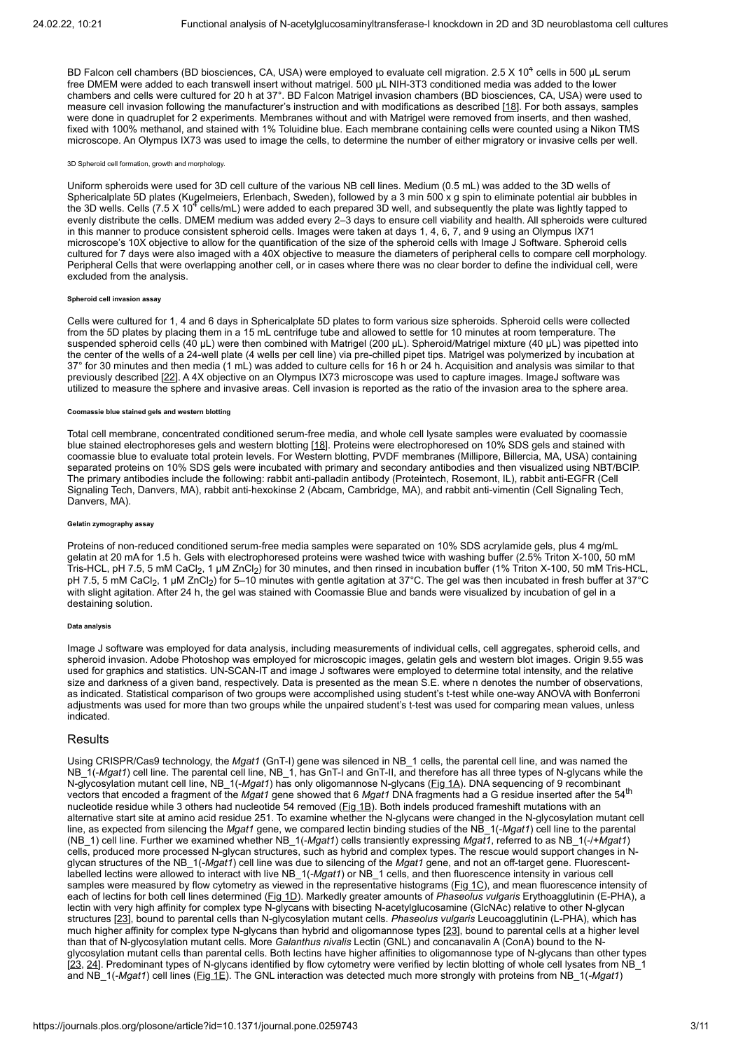BD Falcon cell chambers (BD biosciences, CA, USA) were employed to evaluate cell migration. 2.5 X $10^4$ cells in 500 μL serum free DMEM were added to each transwell insert without matrigel. 500 μL NIH-3T3 conditioned media was added to the lower chambers and cells were cultured for 20 h at 37°. BD Falcon Matrigel invasion chambers (BD biosciences, CA, USA) were used to measure cell invasion following the manufacturer's instruction and with modifications as described [18]. For both assays, samples were done in quadruplet for 2 experiments. Membranes without and with Matrigel were removed from inserts, and then washed, fixed with 100% methanol, and stained with 1% Toluidine blue. Each membrane containing cells were counted using a Nikon TMS microscope. An Olympus IX73 was used to image the cells, to determine the number of either migratory or invasive cells per well.

#### 3D Spheroid cell formation, growth and morphology.

Uniform spheroids were used for 3D cell culture of the various NB cell lines. Medium (0.5 mL) was added to the 3D wells of Sphericalplate 5D plates (Kugelmeiers, Erlenbach, Sweden), followed by a 3 min 500 x g spin to eliminate potential air bubbles in the 3D wells. Cells (7.5 X $10^4$ cells/mL) were added to each prepared 3D well, and subsequently the plate was lightly tapped to evenly distribute the cells. DMEM medium was added every 2–3 days to ensure cell viability and health. All spheroids were cultured in this manner to produce consistent spheroid cells. Images were taken at days 1, 4, 6, 7, and 9 using an Olympus IX71 microscope's 10X objective to allow for the quantification of the size of the spheroid cells with Image J Software. Spheroid cells cultured for 7 days were also imaged with a 40X objective to measure the diameters of peripheral cells to compare cell morphology. Peripheral Cells that were overlapping another cell, or in cases where there was no clear border to define the individual cell, were excluded from the analysis.

#### Spheroid cell invasion assay

Cells were cultured for 1, 4 and 6 days in Sphericalplate 5D plates to form various size spheroids. Spheroid cells were collected from the 5D plates by placing them in a 15 mL centrifuge tube and allowed to settle for 10 minutes at room temperature. The suspended spheroid cells (40 μL) were then combined with Matrigel (200 μL). Spheroid/Matrigel mixture (40 μL) was pipetted into the center of the wells of a 24-well plate (4 wells per cell line) via pre-chilled pipet tips. Matrigel was polymerized by incubation at 37° for 30 minutes and then media (1 mL) was added to culture cells for 16 h or 24 h. Acquisition and analysis was similar to that previously described [22]. A 4X objective on an Olympus IX73 microscope was used to capture images. ImageJ software was utilized to measure the sphere and invasive areas. Cell invasion is reported as the ratio of the invasion area to the sphere area.

#### Coomassie blue stained gels and western blotting

Total cell membrane, concentrated conditioned serum-free media, and whole cell lysate samples were evaluated by coomassie blue stained electrophoreses gels and western blotting [18]. Proteins were electrophoresed on 10% SDS gels and stained with coomassie blue to evaluate total protein levels. For Western blotting, PVDF membranes (Millipore, Billercia, MA, USA) containing separated proteins on 10% SDS gels were incubated with primary and secondary antibodies and then visualized using NBT/BCIP. The primary antibodies include the following: rabbit anti-palladin antibody (Proteintech, Rosemont, IL), rabbit anti-EGFR (Cell Signaling Tech, Danvers, MA), rabbit anti-hexokinse 2 (Abcam, Cambridge, MA), and rabbit anti-vimentin (Cell Signaling Tech, Danvers, MA).

#### Gelatin zymography assay

Proteins of non-reduced conditioned serum-free media samples were separated on 10% SDS acrylamide gels, plus 4 mg/mL gelatin at 20 mA for 1.5 h. Gels with electrophoresed proteins were washed twice with washing buffer (2.5% Triton X-100, 50 mM Tris-HCL, pH 7.5, 5 mM $CaCl_2$, 1 μM $ZnCl_2$) for 30 minutes, and then rinsed in incubation buffer (1% Triton X-100, 50 mM Tris-HCL, pH 7.5, 5 mM $CaCl_2$, 1 μM $ZnCl_2$) for 5–10 minutes with gentle agitation at 37°C. The gel was then incubated in fresh buffer at 37°C with slight agitation. After 24 h, the gel was stained with Coomassie Blue and bands were visualized by incubation of gel in a destaining solution.

#### Data analysis

Image J software was employed for data analysis, including measurements of individual cells, cell aggregates, spheroid cells, and spheroid invasion. Adobe Photoshop was employed for microscopic images, gelatin gels and western blot images. Origin 9.55 was used for graphics and statistics. UN-SCAN-IT and image J softwares were employed to determine total intensity, and the relative size and darkness of a given band, respectively. Data is presented as the mean S.E. where n denotes the number of observations, as indicated. Statistical comparison of two groups were accomplished using student's t-test while one-way ANOVA with Bonferroni adjustments was used for more than two groups while the unpaired student's t-test was used for comparing mean values, unless indicated.

## Results

Using CRISPR/Cas9 technology, the *Mgat1* (GnT-I) gene was silenced in NB_1 cells, the parental cell line, and was named the NB_1(-*Mgat1*) cell line. The parental cell line, NB_1, has GnT-I and GnT-II, and therefore has all three types of N-glycans while the N-glycosylation mutant cell line, NB_1(-*Mgat1*) has only oligomannose N-glycans (Fig 1A). DNA sequencing of 9 recombinant vectors that encoded a fragment of the *Mgat1* gene showed that 6 *Mgat1* DNA fragments had a G residue inserted after the 54$^{th}$ nucleotide residue while 3 others had nucleotide 54 removed (Fig 1B). Both indels produced frameshift mutations with an alternative start site at amino acid residue 251. To examine whether the N-glycans were changed in the N-glycosylation mutant cell line, as expected from silencing the *Mgat1* gene, we compared lectin binding studies of the NB_1(-*Mgat1*) cell line to the parental (NB_1) cell line. Further we examined whether NB_1(-*Mgat1*) cells transiently expressing *Mgat1*, referred to as NB_1(-/+*Mgat1*) cells, produced more processed N-glycan structures, such as hybrid and complex types. The rescue would support changes in N-glycan structures of the NB_1(-*Mgat1*) cell line was due to silencing of the *Mgat1* gene, and not an off-target gene. Fluorescent-labelled lectins were allowed to interact with live NB_1(-*Mgat1*) or NB_1 cells, and then fluorescence intensity in various cell samples were measured by flow cytometry as viewed in the representative histograms (Fig 1C), and mean fluorescence intensity of each of lectins for both cell lines determined (Fig 1D). Markedly greater amounts of *Phaseolus vulgaris* Erythoagglutinin (E-PHA), a lectin with very high affinity for complex type N-glycans with bisecting N-acetylglucosamine (GlcNAc) relative to other N-glycan structures [23], bound to parental cells than N-glycosylation mutant cells. *Phaseolus vulgaris* Leucoagglutinin (L-PHA), which has much higher affinity for complex type N-glycans than hybrid and oligomannose types [23], bound to parental cells at a higher level than that of N-glycosylation mutant cells. More *Galanthus nivalis* Lectin (GNL) and concanavalin A (ConA) bound to the N-glycosylation mutant cells than parental cells. Both lectins have higher affinities to oligomannose type of N-glycans than other types [23, 24]. Predominant types of N-glycans identified by flow cytometry were verified by lectin blotting of whole cell lysates from NB_1 and NB_1(-*Mgat1*) cell lines (Fig 1E). The GNL interaction was detected much more strongly with proteins from NB_1(-*Mgat1*)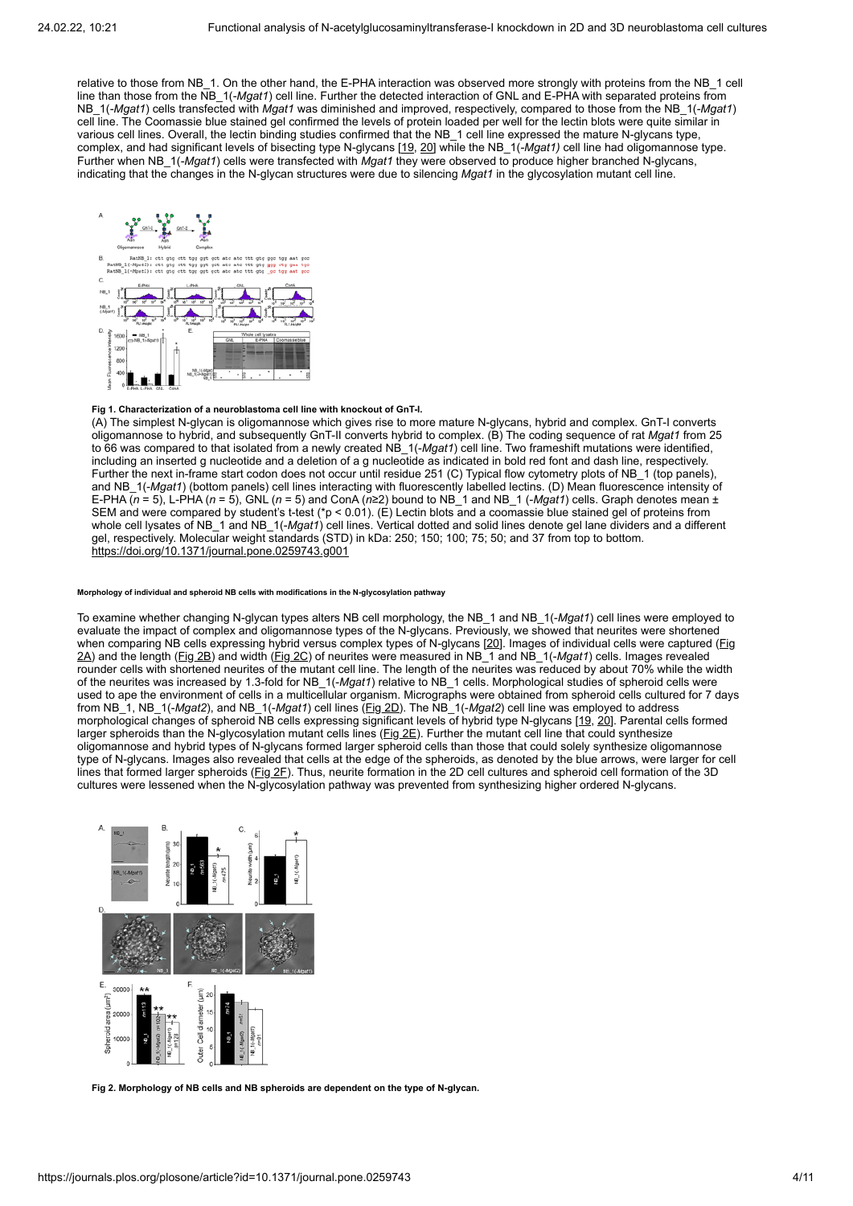relative to those from NB_1. On the other hand, the E-PHA interaction was observed more strongly with proteins from the NB_1 cell line than those from the NB_1(-*Mgat1*) cell line. Further the detected interaction of GNL and E-PHA with separated proteins from NB_1(-*Mgat1*) cells transfected with *Mgat1* was diminished and improved, respectively, compared to those from the NB_1(-*Mgat1*) cell line. The Coomassie blue stained gel confirmed the levels of protein loaded per well for the lectin blots were quite similar in various cell lines. Overall, the lectin binding studies confirmed that the NB_1 cell line expressed the mature N-glycans type, complex, and had significant levels of bisecting type N-glycans [19, 20] while the NB_1(-*Mgat1)* cell line had oligomannose type. Further when NB_1(-*Mgat1*) cells were transfected with *Mgat1* they were observed to produce higher branched N-glycans, indicating that the changes in the N-glycan structures were due to silencing *Mgat1* in the glycosylation mutant cell line.

**Fig 1. Characterization of a neuroblastoma cell line with knockout of GnT-I.**

(A) The simplest N-glycan is oligomannose which gives rise to more mature N-glycans, hybrid and complex. GnT-I converts oligomannose to hybrid, and subsequently GnT-II converts hybrid to complex. (B) The coding sequence of rat *Mgat1* from 25 to 66 was compared to that isolated from a newly created NB_1(-*Mgat1*) cell line. Two frameshift mutations were identified, including an inserted g nucleotide and a deletion of a g nucleotide as indicated in bold red font and dash line, respectively. Further the next in-frame start codon does not occur until residue 251 (C) Typical flow cytometry plots of NB_1 (top panels), and NB_1(-*Mgat1*) (bottom panels) cell lines interacting with fluorescently labelled lectins. (D) Mean fluorescence intensity of E-PHA ($n = 5$), L-PHA ($n = 5$), GNL ($n = 5$) and ConA ($n \geq 2$) bound to NB_1 and NB_1 (-*Mgat1*) cells. Graph denotes mean ± SEM and were compared by student's t-test (*$p < 0.01$). (E) Lectin blots and a coomassie blue stained gel of proteins from whole cell lysates of NB_1 and NB_1(-*Mgat1*) cell lines. Vertical dotted and solid lines denote gel lane dividers and a different gel, respectively. Molecular weight standards (STD) in kDa: 250; 150; 100; 75; 50; and 37 from top to bottom.
https://doi.org/10.1371/journal.pone.0259743.g001

##### Morphology of individual and spheroid NB cells with modifications in the N-glycosylation pathway

To examine whether changing N-glycan types alters NB cell morphology, the NB_1 and NB_1(-*Mgat1*) cell lines were employed to evaluate the impact of complex and oligomannose types of the N-glycans. Previously, we showed that neurites were shortened when comparing NB cells expressing hybrid versus complex types of N-glycans [20]. Images of individual cells were captured (Fig 2A) and the length (Fig 2B) and width (Fig 2C) of neurites were measured in NB_1 and NB_1(-*Mgat1*) cells. Images revealed rounder cells with shortened neurites of the mutant cell line. The length of the neurites was reduced by about 70% while the width of the neurites was increased by 1.3-fold for NB_1(-*Mgat1*) relative to NB_1 cells. Morphological studies of spheroid cells were used to ape the environment of cells in a multicellular organism. Micrographs were obtained from spheroid cells cultured for 7 days from NB_1, NB_1(-*Mgat2*), and NB_1(-*Mgat1*) cell lines (Fig 2D). The NB_1(-*Mgat2*) cell line was employed to address morphological changes of spheroid NB cells expressing significant levels of hybrid type N-glycans [19, 20]. Parental cells formed larger spheroids than the N-glycosylation mutant cells lines (Fig 2E). Further the mutant cell line that could synthesize oligomannose and hybrid types of N-glycans formed larger spheroid cells than those that could solely synthesize oligomannose type of N-glycans. Images also revealed that cells at the edge of the spheroids, as denoted by the blue arrows, were larger for cell lines that formed larger spheroids (Fig 2F). Thus, neurite formation in the 2D cell cultures and spheroid cell formation of the 3D cultures were lessened when the N-glycosylation pathway was prevented from synthesizing higher ordered N-glycans.

**Fig 2. Morphology of NB cells and NB spheroids are dependent on the type of N-glycan.**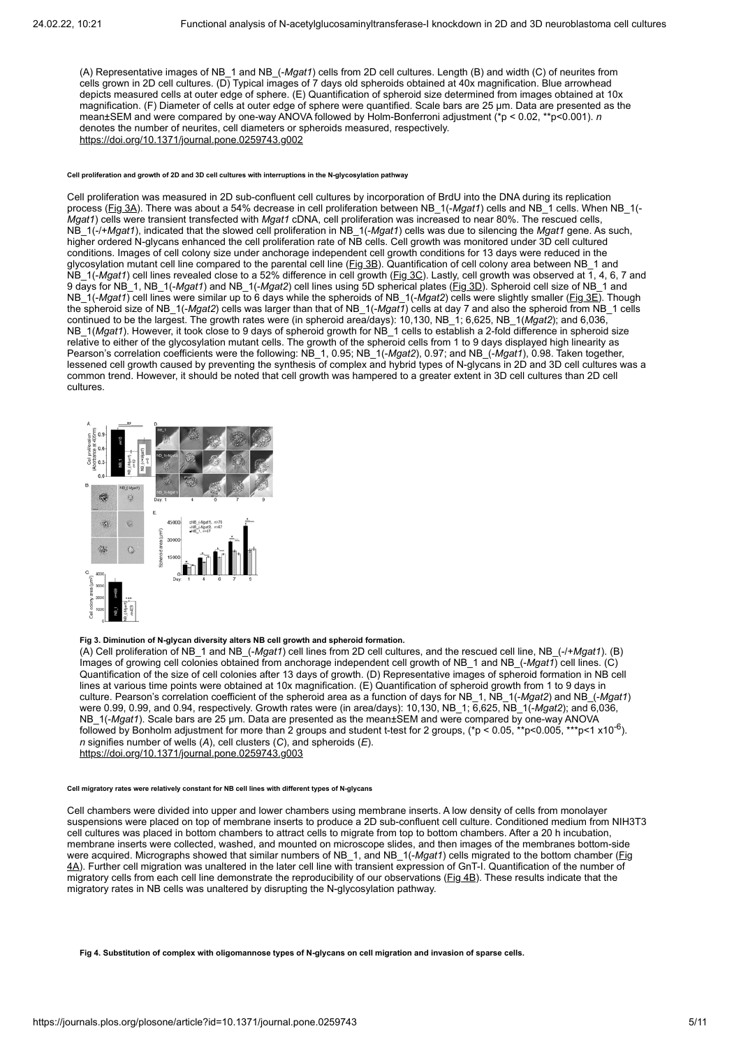(A) Representative images of NB_1 and NB_(-*Mgat1*) cells from 2D cell cultures. Length (B) and width (C) of neurites from cells grown in 2D cell cultures. (D) Typical images of 7 days old spheroids obtained at 40x magnification. Blue arrowhead depicts measured cells at outer edge of sphere. (E) Quantification of spheroid size determined from images obtained at 10x magnification. (F) Diameter of cells at outer edge of sphere were quantified. Scale bars are 25 µm. Data are presented as the mean±SEM and were compared by one-way ANOVA followed by Holm-Bonferroni adjustment (*p < 0.02, **p<0.001). *n* denotes the number of neurites, cell diameters or spheroids measured, respectively.
https://doi.org/10.1371/journal.pone.0259743.g002

##### Cell proliferation and growth of 2D and 3D cell cultures with interruptions in the N-glycosylation pathway

Cell proliferation was measured in 2D sub-confluent cell cultures by incorporation of BrdU into the DNA during its replication process (Fig 3A). There was about a 54% decrease in cell proliferation between NB_1(-*Mgat1*) cells and NB_1 cells. When NB_1(-*Mgat1*) cells were transient transfected with *Mgat1* cDNA, cell proliferation was increased to near 80%. The rescued cells, NB_1(-/+*Mgat1*), indicated that the slowed cell proliferation in NB_1(-*Mgat1*) cells was due to silencing the *Mgat1* gene. As such, higher ordered N-glycans enhanced the cell proliferation rate of NB cells. Cell growth was monitored under 3D cell cultured conditions. Images of cell colony size under anchorage independent cell growth conditions for 13 days were reduced in the glycosylation mutant cell line compared to the parental cell line (Fig 3B). Quantification of cell colony area between NB_1 and NB_1(-*Mgat1*) cell lines revealed close to a 52% difference in cell growth (Fig 3C). Lastly, cell growth was observed at 1, 4, 6, 7 and 9 days for NB_1, NB_1(-*Mgat1*) and NB_1(-*Mgat2*) cell lines using 5D spherical plates (Fig 3D). Spheroid cell size of NB_1 and NB_1(-*Mgat1*) cell lines were similar up to 6 days while the spheroids of NB_1(-*Mgat2*) cells were slightly smaller (Fig 3E). Though the spheroid size of NB_1(-*Mgat2*) cells was larger than that of NB_1(-*Mgat1*) cells at day 7 and also the spheroid from NB_1 cells continued to be the largest. The growth rates were (in spheroid area/days): 10,130, NB_1; 6,625, NB_1(*Mgat2*); and 6,036, NB_1(*Mgat1*). However, it took close to 9 days of spheroid growth for NB_1 cells to establish a 2-fold difference in spheroid size relative to either of the glycosylation mutant cells. The growth of the spheroid cells from 1 to 9 days displayed high linearity as Pearson's correlation coefficients were the following: NB_1, 0.95; NB_1(-*Mgat2*), 0.97; and NB_(-*Mgat1*), 0.98. Taken together, lessened cell growth caused by preventing the synthesis of complex and hybrid types of N-glycans in 2D and 3D cell cultures was a common trend. However, it should be noted that cell growth was hampered to a greater extent in 3D cell cultures than 2D cell cultures.

**Fig 3. Diminution of N-glycan diversity alters NB cell growth and spheroid formation.**

(A) Cell proliferation of NB_1 and NB_(-*Mgat1*) cell lines from 2D cell cultures, and the rescued cell line, NB_(-/+*Mgat1*). (B) Images of growing cell colonies obtained from anchorage independent cell growth of NB_1 and NB_(-*Mgat1*) cell lines. (C) Quantification of the size of cell colonies after 13 days of growth. (D) Representative images of spheroid formation in NB cell lines at various time points were obtained at 10x magnification. (E) Quantification of spheroid growth from 1 to 9 days in culture. Pearson's correlation coefficient of the spheroid area as a function of days for NB_1, NB_1(-*Mgat2*) and NB_(-*Mgat1*) were 0.99, 0.99, and 0.94, respectively. Growth rates were (in area/days): 10,130, NB_1; 6,625, NB_1(-*Mgat2*); and 6,036, NB_1(-*Mgat1*). Scale bars are 25 µm. Data are presented as the mean±SEM and were compared by one-way ANOVA followed by Bonholm adjustment for more than 2 groups and student t-test for 2 groups, (*p < 0.05, **p<0.005, ***p<1 x10$^{-6}$). *n* signifies number of wells (*A*), cell clusters (*C*), and spheroids (*E*).
https://doi.org/10.1371/journal.pone.0259743.g003

##### Cell migratory rates were relatively constant for NB cell lines with different types of N-glycans

Cell chambers were divided into upper and lower chambers using membrane inserts. A low density of cells from monolayer suspensions were placed on top of membrane inserts to produce a 2D sub-confluent cell culture. Conditioned medium from NIH3T3 cell cultures was placed in bottom chambers to attract cells to migrate from top to bottom chambers. After a 20 h incubation, membrane inserts were collected, washed, and mounted on microscope slides, and then images of the membranes bottom-side were acquired. Micrographs showed that similar numbers of NB_1, and NB_1(-*Mgat1*) cells migrated to the bottom chamber (Fig 4A). Further cell migration was unaltered in the later cell line with transient expression of GnT-I. Quantification of the number of migratory cells from each cell line demonstrate the reproducibility of our observations (Fig 4B). These results indicate that the migratory rates in NB cells was unaltered by disrupting the N-glycosylation pathway.

**Fig 4. Substitution of complex with oligomannose types of N-glycans on cell migration and invasion of sparse cells.**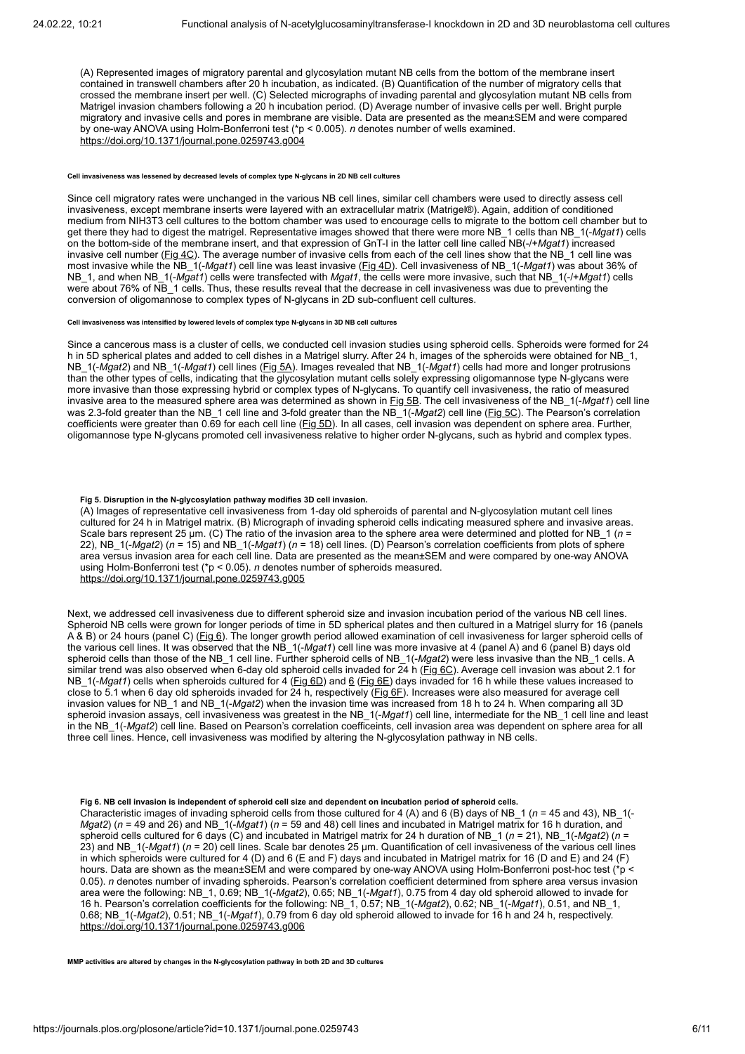(A) Represented images of migratory parental and glycosylation mutant NB cells from the bottom of the membrane insert contained in transwell chambers after 20 h incubation, as indicated. (B) Quantification of the number of migratory cells that crossed the membrane insert per well. (C) Selected micrographs of invading parental and glycosylation mutant NB cells from Matrigel invasion chambers following a 20 h incubation period. (D) Average number of invasive cells per well. Bright purple migratory and invasive cells and pores in membrane are visible. Data are presented as the mean±SEM and were compared by one-way ANOVA using Holm-Bonferroni test (*$p < 0.005$). *n* denotes number of wells examined.
https://doi.org/10.1371/journal.pone.0259743.g004

#### Cell invasiveness was lessened by decreased levels of complex type N-glycans in 2D NB cell cultures

Since cell migratory rates were unchanged in the various NB cell lines, similar cell chambers were used to directly assess cell invasiveness, except membrane inserts were layered with an extracellular matrix (Matrigel®). Again, addition of conditioned medium from NIH3T3 cell cultures to the bottom chamber was used to encourage cells to migrate to the bottom cell chamber but to get there they had to digest the matrigel. Representative images showed that there were more NB_1 cells than NB_1(-*Mgat1*) cells on the bottom-side of the membrane insert, and that expression of GnT-I in the latter cell line called NB(-/+*Mgat1*) increased invasive cell number (Fig 4C). The average number of invasive cells from each of the cell lines show that the NB_1 cell line was most invasive while the NB_1(-*Mgat1*) cell line was least invasive (Fig 4D). Cell invasiveness of NB_1(-*Mgat1*) was about 36% of NB_1, and when NB_1(-*Mgat1*) cells were transfected with *Mgat1*, the cells were more invasive, such that NB_1(-/+*Mgat1*) cells were about 76% of NB_1 cells. Thus, these results reveal that the decrease in cell invasiveness was due to preventing the conversion of oligomannose to complex types of N-glycans in 2D sub-confluent cell cultures.

#### Cell invasiveness was intensified by lowered levels of complex type N-glycans in 3D NB cell cultures

Since a cancerous mass is a cluster of cells, we conducted cell invasion studies using spheroid cells. Spheroids were formed for 24 h in 5D spherical plates and added to cell dishes in a Matrigel slurry. After 24 h, images of the spheroids were obtained for NB_1, NB_1(-*Mgat2*) and NB_1(-*Mgat1*) cell lines (Fig 5A). Images revealed that NB_1(-*Mgat1*) cells had more and longer protrusions than the other types of cells, indicating that the glycosylation mutant cells solely expressing oligomannose type N-glycans were more invasive than those expressing hybrid or complex types of N-glycans. To quantify cell invasiveness, the ratio of measured invasive area to the measured sphere area was determined as shown in Fig 5B. The cell invasiveness of the NB_1(-*Mgat1*) cell line was 2.3-fold greater than the NB_1 cell line and 3-fold greater than the NB_1(-*Mgat2*) cell line (Fig 5C). The Pearson's correlation coefficients were greater than 0.69 for each cell line (Fig 5D). In all cases, cell invasion was dependent on sphere area. Further, oligomannose type N-glycans promoted cell invasiveness relative to higher order N-glycans, such as hybrid and complex types.

**Fig 5. Disruption in the N-glycosylation pathway modifies 3D cell invasion.**
(A) Images of representative cell invasiveness from 1-day old spheroids of parental and N-glycosylation mutant cell lines cultured for 24 h in Matrigel matrix. (B) Micrograph of invading spheroid cells indicating measured sphere and invasive areas. Scale bars represent 25 μm. (C) The ratio of the invasion area to the sphere area were determined and plotted for NB_1 (*n* = 22), NB_1(-*Mgat2*) (*n* = 15) and NB_1(-*Mgat1*) (*n* = 18) cell lines. (D) Pearson's correlation coefficients from plots of sphere area versus invasion area for each cell line. Data are presented as the mean±SEM and were compared by one-way ANOVA using Holm-Bonferroni test (*$p < 0.05$). *n* denotes number of spheroids measured.
https://doi.org/10.1371/journal.pone.0259743.g005

Next, we addressed cell invasiveness due to different spheroid size and invasion incubation period of the various NB cell lines. Spheroid NB cells were grown for longer periods of time in 5D spherical plates and then cultured in a Matrigel slurry for 16 (panels A & B) or 24 hours (panel C) (Fig 6). The longer growth period allowed examination of cell invasiveness for larger spheroid cells of the various cell lines. It was observed that the NB_1(-*Mgat1*) cell line was more invasive at 4 (panel A) and 6 (panel B) days old spheroid cells than those of the NB_1 cell line. Further spheroid cells of NB_1(-*Mgat2*) were less invasive than the NB_1 cells. A similar trend was also observed when 6-day old spheroid cells invaded for 24 h (Fig 6C). Average cell invasion was about 2.1 for NB_1(-*Mgat1*) cells when spheroids cultured for 4 (Fig 6D) and 6 (Fig 6E) days invaded for 16 h while these values increased to close to 5.1 when 6 day old spheroids invaded for 24 h, respectively (Fig 6F). Increases were also measured for average cell invasion values for NB_1 and NB_1(-*Mgat2*) when the invasion time was increased from 18 h to 24 h. When comparing all 3D spheroid invasion assays, cell invasiveness was greatest in the NB_1(-*Mgat1*) cell line, intermediate for the NB_1 cell line and least in the NB_1(-*Mgat2*) cell line. Based on Pearson's correlation coefficeints, cell invasion area was dependent on sphere area for all three cell lines. Hence, cell invasiveness was modified by altering the N-glycosylation pathway in NB cells.

**Fig 6. NB cell invasion is independent of spheroid cell size and dependent on incubation period of spheroid cells.**
Characteristic images of invading spheroid cells from those cultured for 4 (A) and 6 (B) days of NB_1 (*n* = 45 and 43), NB_1(-*Mgat2*) (*n* = 49 and 26) and NB_1(-*Mgat1*) (*n* = 59 and 48) cell lines and incubated in Matrigel matrix for 16 h duration, and spheroid cells cultured for 6 days (C) and incubated in Matrigel matrix for 24 h duration of NB_1 (*n* = 21), NB_1(-*Mgat2*) (*n* = 23) and NB_1(-*Mgat1*) (*n* = 20) cell lines. Scale bar denotes 25 μm. Quantification of cell invasiveness of the various cell lines in which spheroids were cultured for 4 (D) and 6 (E and F) days and incubated in Matrigel matrix for 16 (D and E) and 24 (F) hours. Data are shown as the mean±SEM and were compared by one-way ANOVA using Holm-Bonferroni post-hoc test (*$p < 0.05$). *n* denotes number of invading spheroids. Pearson's correlation coefficient determined from sphere area versus invasion area were the following: NB_1, 0.69; NB_1(-*Mgat2*), 0.65; NB_1(-*Mgat1*), 0.75 from 4 day old spheroid allowed to invade for 16 h. Pearson's correlation coefficients for the following: NB_1, 0.57; NB_1(-*Mgat2*), 0.62; NB_1(-*Mgat1*), 0.51, and NB_1, 0.68; NB_1(-*Mgat2*), 0.51; NB_1(-*Mgat1*), 0.79 from 6 day old spheroid allowed to invade for 16 h and 24 h, respectively.
https://doi.org/10.1371/journal.pone.0259743.g006

#### MMP activities are altered by changes in the N-glycosylation pathway in both 2D and 3D cultures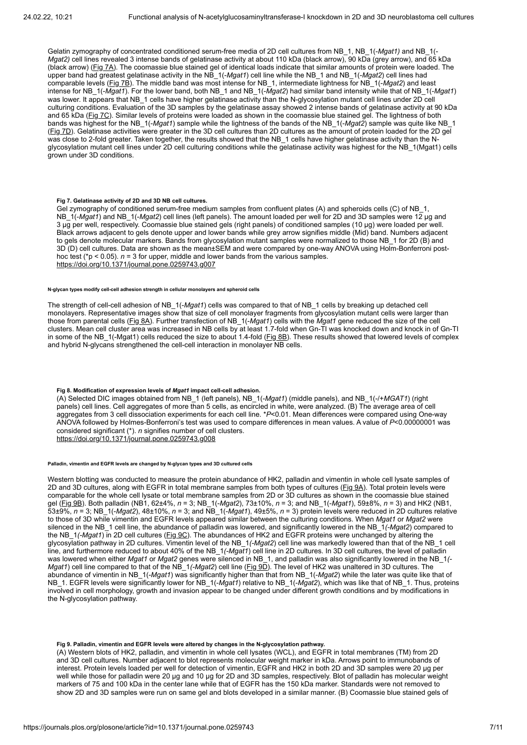Gelatin zymography of concentrated conditioned serum-free media of 2D cell cultures from NB_1, NB_1(-*Mgat1)* and NB_1(-*Mgat2)* cell lines revealed 3 intense bands of gelatinase activity at about 110 kDa (black arrow), 90 kDa (grey arrow), and 65 kDa (black arrow) (Fig 7A). The coomassie blue stained gel of identical loads indicate that similar amounts of protein were loaded. The upper band had greatest gelatinase activity in the NB_1(-*Mgat1*) cell line while the NB_1 and NB_1(-*Mgat2*) cell lines had comparable levels (Fig 7B). The middle band was most intense for NB_1, intermediate lightness for NB_1(-*Mgat2*) and least intense for NB_1(-*Mgat1*). For the lower band, both NB_1 and NB_1(-*Mgat2*) had similar band intensity while that of NB_1(-*Mgat1*) was lower. It appears that NB_1 cells have higher gelatinase activity than the N-glycosylation mutant cell lines under 2D cell culturing conditions. Evaluation of the 3D samples by the gelatinase assay showed 2 intense bands of gelatinase activity at 90 kDa and 65 kDa (Fig 7C). Similar levels of proteins were loaded as shown in the coomassie blue stained gel. The lightness of both bands was highest for the NB_1(-*Mgat1*) sample while the lightness of the bands of the NB_1(-*Mgat2*) sample was quite like NB_1 (Fig 7D). Gelatinase activities were greater in the 3D cell cultures than 2D cultures as the amount of protein loaded for the 2D gel was close to 2-fold greater. Taken together, the results showed that the NB_1 cells have higher gelatinase activity than the N-glycosylation mutant cell lines under 2D cell culturing conditions while the gelatinase activity was highest for the NB_1(Mgat1) cells grown under 3D conditions.

**Fig 7. Gelatinase activity of 2D and 3D NB cell cultures.**

Gel zymography of conditioned serum-free medium samples from confluent plates (A) and spheroids cells (C) of NB_1, NB_1(-*Mgat1*) and NB_1(-*Mgat2*) cell lines (left panels). The amount loaded per well for 2D and 3D samples were 12 μg and 3 μg per well, respectively. Coomassie blue stained gels (right panels) of conditioned samples (10 μg) were loaded per well. Black arrows adjacent to gels denote upper and lower bands while grey arrow signifies middle (Mid) band. Numbers adjacent to gels denote molecular markers. Bands from glycosylation mutant samples were normalized to those NB_1 for 2D (B) and 3D (D) cell cultures. Data are shown as the mean±SEM and were compared by one-way ANOVA using Holm-Bonferroni post-hoc test (*$p < 0.05$). $n = 3$ for upper, middle and lower bands from the various samples.
https://doi.org/10.1371/journal.pone.0259743.g007

##### N-glycan types modify cell-cell adhesion strength in cellular monolayers and spheroid cells

The strength of cell-cell adhesion of NB_1(-*Mgat1*) cells was compared to that of NB_1 cells by breaking up detached cell monolayers. Representative images show that size of cell monolayer fragments from glycosylation mutant cells were larger than those from parental cells (Fig 8A). Further transfection of NB_1(-*Mgat1*) cells with the *Mgat1* gene reduced the size of the cell clusters. Mean cell cluster area was increased in NB cells by at least 1.7-fold when Gn-TI was knocked down and knock in of Gn-TI in some of the NB_1(-Mgat1) cells reduced the size to about 1.4-fold (Fig 8B). These results showed that lowered levels of complex and hybrid N-glycans strengthened the cell-cell interaction in monolayer NB cells.

**Fig 8. Modification of expression levels of *Mgat1* impact cell-cell adhesion.**

(A) Selected DIC images obtained from NB_1 (left panels), NB_1(-*Mgat1*) (middle panels), and NB_1(-/+*MGAT1*) (right panels) cell lines. Cell aggregates of more than 5 cells, as encircled in white, were analyzed. (B) The average area of cell aggregates from 3 cell dissociation experiments for each cell line. *$P<0.01$. Mean differences were compared using One-way ANOVA followed by Holmes-Bonferroni's test was used to compare differences in mean values. A value of $P<0.00000001$ was considered significant (*). *n* signifies number of cell clusters.
https://doi.org/10.1371/journal.pone.0259743.g008

##### Palladin, vimentin and EGFR levels are changed by N-glycan types and 3D cultured cells

Western blotting was conducted to measure the protein abundance of HK2, palladin and vimentin in whole cell lysate samples of 2D and 3D cultures, along with EGFR in total membrane samples from both types of cultures (Fig 9A). Total protein levels were comparable for the whole cell lysate or total membrane samples from 2D or 3D cultures as shown in the coomassie blue stained gel (Fig 9B). Both palladin (NB1, 62±4%, $n = 3$; NB_1(-*Mgat2*), 73±10%, $n = 3$; and NB_1(-*Mgat1*), 59±8%, $n = 3$) and HK2 (NB1, 53±9%, $n = 3$; NB_1(-*Mgat2*), 48±10%, $n = 3$; and NB_1(-*Mgat1*), 49±5%, $n = 3$) protein levels were reduced in 2D cultures relative to those of 3D while vimentin and EGFR levels appeared similar between the culturing conditions. When *Mgat1* or *Mgat2* were silenced in the NB_1 cell line, the abundance of palladin was lowered, and significantly lowered in the NB_1*(-Mgat2*) compared to the NB_1*(-Mgat1*) in 2D cell cultures (Fig 9C). The abundances of HK2 and EGFR proteins were unchanged by altering the glycosylation pathway in 2D cultures. Vimentin level of the NB_1*(-Mgat2*) cell line was markedly lowered than that of the NB_1 cell line, and furthermore reduced to about 40% of the NB_1*(-Mgat1*) cell line in 2D cultures. In 3D cell cultures, the level of palladin was lowered when either *Mgat1* or *Mgat2* genes were silenced in NB_1, and palladin was also significantly lowered in the NB_1*(-Mgat1*) cell line compared to that of the NB_1*(-Mgat2*) cell line (Fig 9D). The level of HK2 was unaltered in 3D cultures. The abundance of vimentin in NB_1(-*Mgat1*) was significantly higher than that from NB_1(-*Mgat2*) while the later was quite like that of NB_1. EGFR levels were significantly lower for NB_1(-*Mgat1*) relative to NB_1(-*Mgat2*), which was like that of NB_1. Thus, proteins involved in cell morphology, growth and invasion appear to be changed under different growth conditions and by modifications in the N-glycosylation pathway.

**Fig 9. Palladin, vimentin and EGFR levels were altered by changes in the N-glycosylation pathway.**

(A) Western blots of HK2, palladin, and vimentin in whole cell lysates (WCL), and EGFR in total membranes (TM) from 2D and 3D cell cultures. Number adjacent to blot represents molecular weight marker in kDa. Arrows point to immunobands of interest. Protein levels loaded per well for detection of vimentin, EGFR and HK2 in both 2D and 3D samples were 20 μg per well while those for palladin were 20 μg and 10 μg for 2D and 3D samples, respectively. Blot of palladin has molecular weight markers of 75 and 100 kDa in the center lane while that of EGFR has the 150 kDa marker. Standards were not removed to show 2D and 3D samples were run on same gel and blots developed in a similar manner. (B) Coomassie blue stained gels of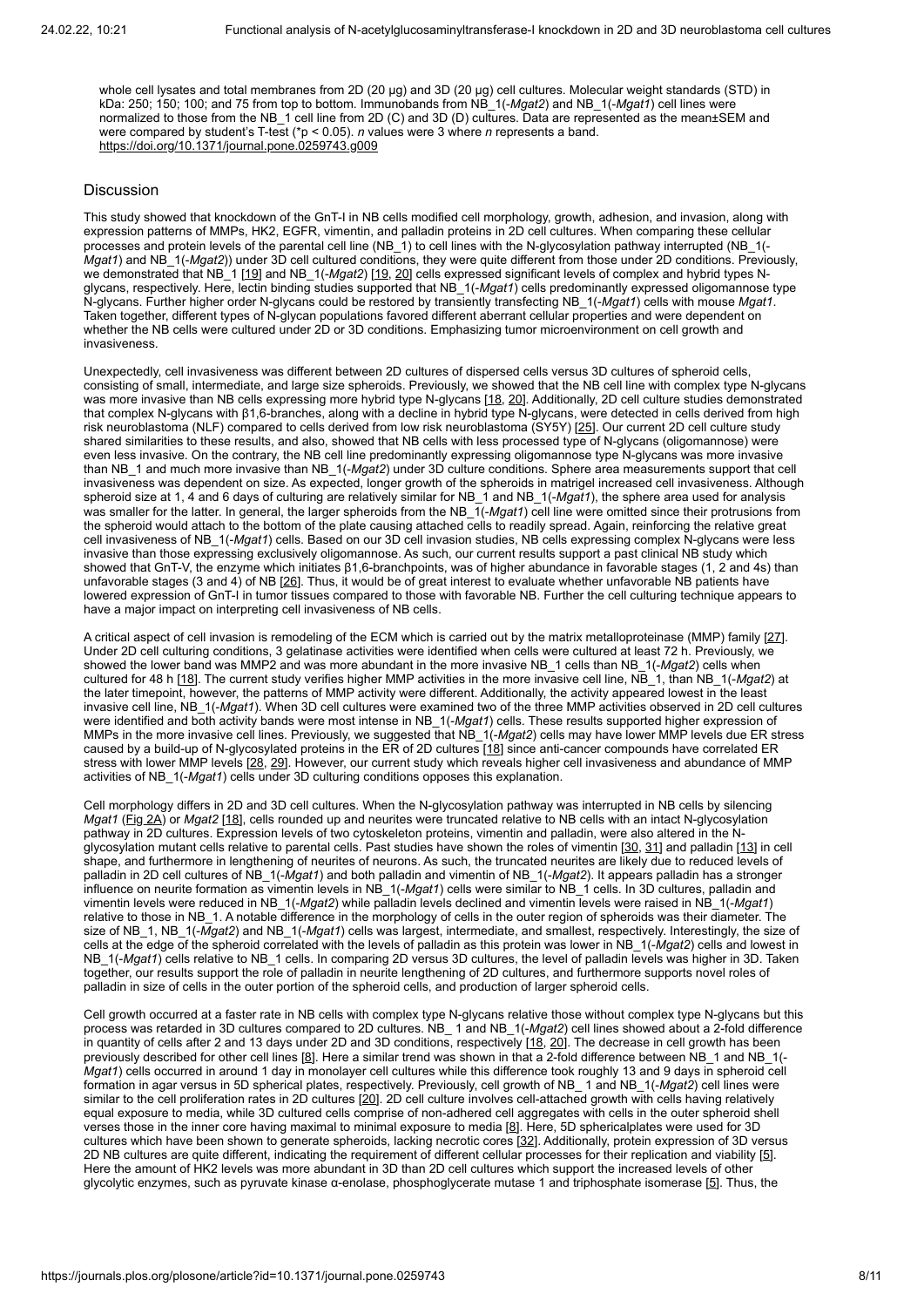whole cell lysates and total membranes from 2D (20 μg) and 3D (20 μg) cell cultures. Molecular weight standards (STD) in kDa: 250; 150; 100; and 75 from top to bottom. Immunobands from NB_1(-*Mgat2*) and NB_1(-*Mgat1*) cell lines were normalized to those from the NB_1 cell line from 2D (C) and 3D (D) cultures. Data are represented as the mean±SEM and were compared by student's T-test (*p < 0.05). *n* values were 3 where *n* represents a band.
https://doi.org/10.1371/journal.pone.0259743.g009

## Discussion

This study showed that knockdown of the GnT-I in NB cells modified cell morphology, growth, adhesion, and invasion, along with expression patterns of MMPs, HK2, EGFR, vimentin, and palladin proteins in 2D cell cultures. When comparing these cellular processes and protein levels of the parental cell line (NB_1) to cell lines with the N-glycosylation pathway interrupted (NB_1(-*Mgat1*) and NB_1(-*Mgat2*)) under 3D cell cultured conditions, they were quite different from those under 2D conditions. Previously, we demonstrated that NB_1 [19] and NB_1(-*Mgat2*) [19, 20] cells expressed significant levels of complex and hybrid types N-glycans, respectively. Here, lectin binding studies supported that NB_1(-*Mgat1*) cells predominantly expressed oligomannose type N-glycans. Further higher order N-glycans could be restored by transiently transfecting NB_1(-*Mgat1*) cells with mouse *Mgat1*. Taken together, different types of N-glycan populations favored different aberrant cellular properties and were dependent on whether the NB cells were cultured under 2D or 3D conditions. Emphasizing tumor microenvironment on cell growth and invasiveness.

Unexpectedly, cell invasiveness was different between 2D cultures of dispersed cells versus 3D cultures of spheroid cells, consisting of small, intermediate, and large size spheroids. Previously, we showed that the NB cell line with complex type N-glycans was more invasive than NB cells expressing more hybrid type N-glycans [18, 20]. Additionally, 2D cell culture studies demonstrated that complex N-glycans with β1,6-branches, along with a decline in hybrid type N-glycans, were detected in cells derived from high risk neuroblastoma (NLF) compared to cells derived from low risk neuroblastoma (SY5Y) [25]. Our current 2D cell culture study shared similarities to these results, and also, showed that NB cells with less processed type of N-glycans (oligomannose) were even less invasive. On the contrary, the NB cell line predominantly expressing oligomannose type N-glycans was more invasive than NB_1 and much more invasive than NB_1(-*Mgat2*) under 3D culture conditions. Sphere area measurements support that cell invasiveness was dependent on size. As expected, longer growth of the spheroids in matrigel increased cell invasiveness. Although spheroid size at 1, 4 and 6 days of culturing are relatively similar for NB_1 and NB_1(-*Mgat1*), the sphere area used for analysis was smaller for the latter. In general, the larger spheroids from the NB_1(-*Mgat1*) cell line were omitted since their protrusions from the spheroid would attach to the bottom of the plate causing attached cells to readily spread. Again, reinforcing the relative great cell invasiveness of NB_1(-*Mgat1*) cells. Based on our 3D cell invasion studies, NB cells expressing complex N-glycans were less invasive than those expressing exclusively oligomannose. As such, our current results support a past clinical NB study which showed that GnT-V, the enzyme which initiates β1,6-branchpoints, was of higher abundance in favorable stages (1, 2 and 4s) than unfavorable stages (3 and 4) of NB [26]. Thus, it would be of great interest to evaluate whether unfavorable NB patients have lowered expression of GnT-I in tumor tissues compared to those with favorable NB. Further the cell culturing technique appears to have a major impact on interpreting cell invasiveness of NB cells.

A critical aspect of cell invasion is remodeling of the ECM which is carried out by the matrix metalloproteinase (MMP) family [27]. Under 2D cell culturing conditions, 3 gelatinase activities were identified when cells were cultured at least 72 h. Previously, we showed the lower band was MMP2 and was more abundant in the more invasive NB_1 cells than NB_1(-*Mgat2*) cells when cultured for 48 h [18]. The current study verifies higher MMP activities in the more invasive cell line, NB_1, than NB_1(-*Mgat2*) at the later timepoint, however, the patterns of MMP activity were different. Additionally, the activity appeared lowest in the least invasive cell line, NB_1(-*Mgat1*). When 3D cell cultures were examined two of the three MMP activities observed in 2D cell cultures were identified and both activity bands were most intense in NB_1(-*Mgat1*) cells. These results supported higher expression of MMPs in the more invasive cell lines. Previously, we suggested that NB_1(-*Mgat2*) cells may have lower MMP levels due ER stress caused by a build-up of N-glycosylated proteins in the ER of 2D cultures [18] since anti-cancer compounds have correlated ER stress with lower MMP levels [28, 29]. However, our current study which reveals higher cell invasiveness and abundance of MMP activities of NB_1(-*Mgat1*) cells under 3D culturing conditions opposes this explanation.

Cell morphology differs in 2D and 3D cell cultures. When the N-glycosylation pathway was interrupted in NB cells by silencing *Mgat1* (Fig 2A) or *Mgat2* [18], cells rounded up and neurites were truncated relative to NB cells with an intact N-glycosylation pathway in 2D cultures. Expression levels of two cytoskeleton proteins, vimentin and palladin, were also altered in the N-glycosylation mutant cells relative to parental cells. Past studies have shown the roles of vimentin [30, 31] and palladin [13] in cell shape, and furthermore in lengthening of neurites of neurons. As such, the truncated neurites are likely due to reduced levels of palladin in 2D cell cultures of NB_1(-*Mgat1*) and both palladin and vimentin of NB_1(-*Mgat2*). It appears palladin has a stronger influence on neurite formation as vimentin levels in NB_1(-*Mgat1*) cells were similar to NB_1 cells. In 3D cultures, palladin and vimentin levels were reduced in NB_1(-*Mgat2*) while palladin levels declined and vimentin levels were raised in NB_1(-*Mgat1*) relative to those in NB_1. A notable difference in the morphology of cells in the outer region of spheroids was their diameter. The size of NB_1, NB_1(-*Mgat2*) and NB_1(-*Mgat1*) cells was largest, intermediate, and smallest, respectively. Interestingly, the size of cells at the edge of the spheroid correlated with the levels of palladin as this protein was lower in NB_1(-*Mgat2*) cells and lowest in NB_1(-*Mgat1*) cells relative to NB_1 cells. In comparing 2D versus 3D cultures, the level of palladin levels was higher in 3D. Taken together, our results support the role of palladin in neurite lengthening of 2D cultures, and furthermore supports novel roles of palladin in size of cells in the outer portion of the spheroid cells, and production of larger spheroid cells.

Cell growth occurred at a faster rate in NB cells with complex type N-glycans relative those without complex type N-glycans but this process was retarded in 3D cultures compared to 2D cultures. NB_ 1 and NB_1(-*Mgat2*) cell lines showed about a 2-fold difference in quantity of cells after 2 and 13 days under 2D and 3D conditions, respectively [18, 20]. The decrease in cell growth has been previously described for other cell lines [8]. Here a similar trend was shown in that a 2-fold difference between NB_1 and NB_1(-*Mgat1*) cells occurred in around 1 day in monolayer cell cultures while this difference took roughly 13 and 9 days in spheroid cell formation in agar versus in 5D spherical plates, respectively. Previously, cell growth of NB_ 1 and NB_1(-*Mgat2*) cell lines were similar to the cell proliferation rates in 2D cultures [20]. 2D cell culture involves cell-attached growth with cells having relatively equal exposure to media, while 3D cultured cells comprise of non-adhered cell aggregates with cells in the outer spheroid shell verses those in the inner core having maximal to minimal exposure to media [8]. Here, 5D sphericalplates were used for 3D cultures which have been shown to generate spheroids, lacking necrotic cores [32]. Additionally, protein expression of 3D versus 2D NB cultures are quite different, indicating the requirement of different cellular processes for their replication and viability [5]. Here the amount of HK2 levels was more abundant in 3D than 2D cell cultures which support the increased levels of other glycolytic enzymes, such as pyruvate kinase α-enolase, phosphoglycerate mutase 1 and triphosphate isomerase [5]. Thus, the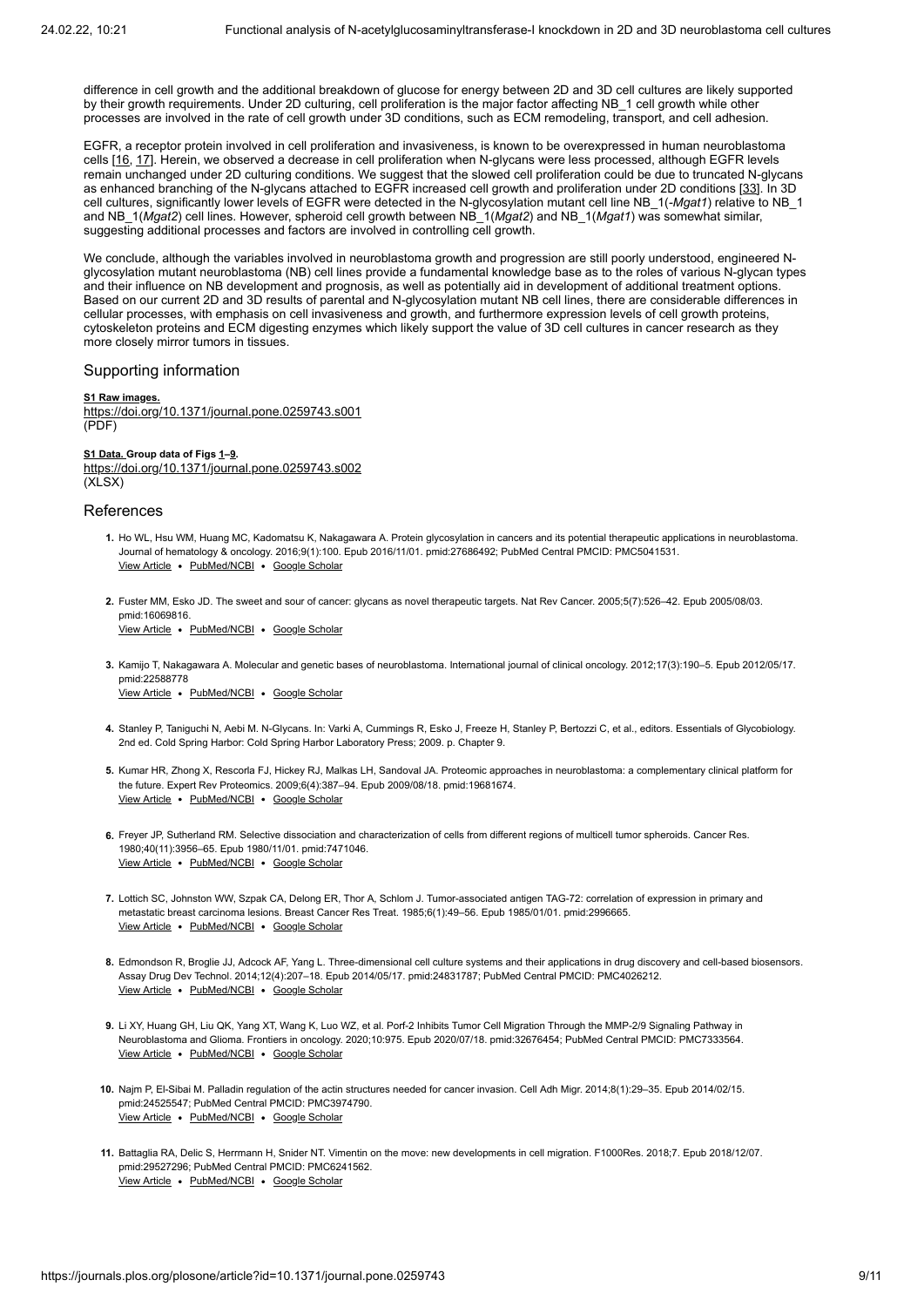difference in cell growth and the additional breakdown of glucose for energy between 2D and 3D cell cultures are likely supported by their growth requirements. Under 2D culturing, cell proliferation is the major factor affecting NB_1 cell growth while other processes are involved in the rate of cell growth under 3D conditions, such as ECM remodeling, transport, and cell adhesion.

EGFR, a receptor protein involved in cell proliferation and invasiveness, is known to be overexpressed in human neuroblastoma cells [16, 17]. Herein, we observed a decrease in cell proliferation when N-glycans were less processed, although EGFR levels remain unchanged under 2D culturing conditions. We suggest that the slowed cell proliferation could be due to truncated N-glycans as enhanced branching of the N-glycans attached to EGFR increased cell growth and proliferation under 2D conditions [33]. In 3D cell cultures, significantly lower levels of EGFR were detected in the N-glycosylation mutant cell line NB_1(-*Mgat1*) relative to NB_1 and NB_1(*Mgat2*) cell lines. However, spheroid cell growth between NB_1(*Mgat2*) and NB_1(*Mgat1*) was somewhat similar, suggesting additional processes and factors are involved in controlling cell growth.

We conclude, although the variables involved in neuroblastoma growth and progression are still poorly understood, engineered N-glycosylation mutant neuroblastoma (NB) cell lines provide a fundamental knowledge base as to the roles of various N-glycan types and their influence on NB development and prognosis, as well as potentially aid in development of additional treatment options. Based on our current 2D and 3D results of parental and N-glycosylation mutant NB cell lines, there are considerable differences in cellular processes, with emphasis on cell invasiveness and growth, and furthermore expression levels of cell growth proteins, cytoskeleton proteins and ECM digesting enzymes which likely support the value of 3D cell cultures in cancer research as they more closely mirror tumors in tissues.

## Supporting information

**S1 Raw images.**
https://doi.org/10.1371/journal.pone.0259743.s001
(PDF)

**S1 Data. Group data of Figs 1–9.**
https://doi.org/10.1371/journal.pone.0259743.s002
(XLSX)

## References

1. Ho WL, Hsu WM, Huang MC, Kadomatsu K, Nakagawara A. Protein glycosylation in cancers and its potential therapeutic applications in neuroblastoma. Journal of hematology & oncology. 2016;9(1):100. Epub 2016/11/01. pmid:27686492; PubMed Central PMCID: PMC5041531.
View Article • PubMed/NCBI • Google Scholar

2. Fuster MM, Esko JD. The sweet and sour of cancer: glycans as novel therapeutic targets. Nat Rev Cancer. 2005;5(7):526–42. Epub 2005/08/03. pmid:16069816.
View Article • PubMed/NCBI • Google Scholar

3. Kamijo T, Nakagawara A. Molecular and genetic bases of neuroblastoma. International journal of clinical oncology. 2012;17(3):190–5. Epub 2012/05/17. pmid:22588778
View Article • PubMed/NCBI • Google Scholar

4. Stanley P, Taniguchi N, Aebi M. N-Glycans. In: Varki A, Cummings R, Esko J, Freeze H, Stanley P, Bertozzi C, et al., editors. Essentials of Glycobiology. 2nd ed. Cold Spring Harbor: Cold Spring Harbor Laboratory Press; 2009. p. Chapter 9.

5. Kumar HR, Zhong X, Rescorla FJ, Hickey RJ, Malkas LH, Sandoval JA. Proteomic approaches in neuroblastoma: a complementary clinical platform for the future. Expert Rev Proteomics. 2009;6(4):387–94. Epub 2009/08/18. pmid:19681674.
View Article • PubMed/NCBI • Google Scholar

6. Freyer JP, Sutherland RM. Selective dissociation and characterization of cells from different regions of multicell tumor spheroids. Cancer Res. 1980;40(11):3956–65. Epub 1980/11/01. pmid:7471046.
View Article • PubMed/NCBI • Google Scholar

7. Lottich SC, Johnston WW, Szpak CA, Delong ER, Thor A, Schlom J. Tumor-associated antigen TAG-72: correlation of expression in primary and metastatic breast carcinoma lesions. Breast Cancer Res Treat. 1985;6(1):49–56. Epub 1985/01/01. pmid:2996665.
View Article • PubMed/NCBI • Google Scholar

8. Edmondson R, Broglie JJ, Adcock AF, Yang L. Three-dimensional cell culture systems and their applications in drug discovery and cell-based biosensors. Assay Drug Dev Technol. 2014;12(4):207–18. Epub 2014/05/17. pmid:24831787; PubMed Central PMCID: PMC4026212.
View Article • PubMed/NCBI • Google Scholar

9. Li XY, Huang GH, Liu QK, Yang XT, Wang K, Luo WZ, et al. Porf-2 Inhibits Tumor Cell Migration Through the MMP-2/9 Signaling Pathway in Neuroblastoma and Glioma. Frontiers in oncology. 2020;10:975. Epub 2020/07/18. pmid:32676454; PubMed Central PMCID: PMC7333564.
View Article • PubMed/NCBI • Google Scholar

10. Najm P, El-Sibai M. Palladin regulation of the actin structures needed for cancer invasion. Cell Adh Migr. 2014;8(1):29–35. Epub 2014/02/15. pmid:24525547; PubMed Central PMCID: PMC3974790.
View Article • PubMed/NCBI • Google Scholar

11. Battaglia RA, Delic S, Herrmann H, Snider NT. Vimentin on the move: new developments in cell migration. F1000Res. 2018;7. Epub 2018/12/07. pmid:29527296; PubMed Central PMCID: PMC6241562.
View Article • PubMed/NCBI • Google Scholar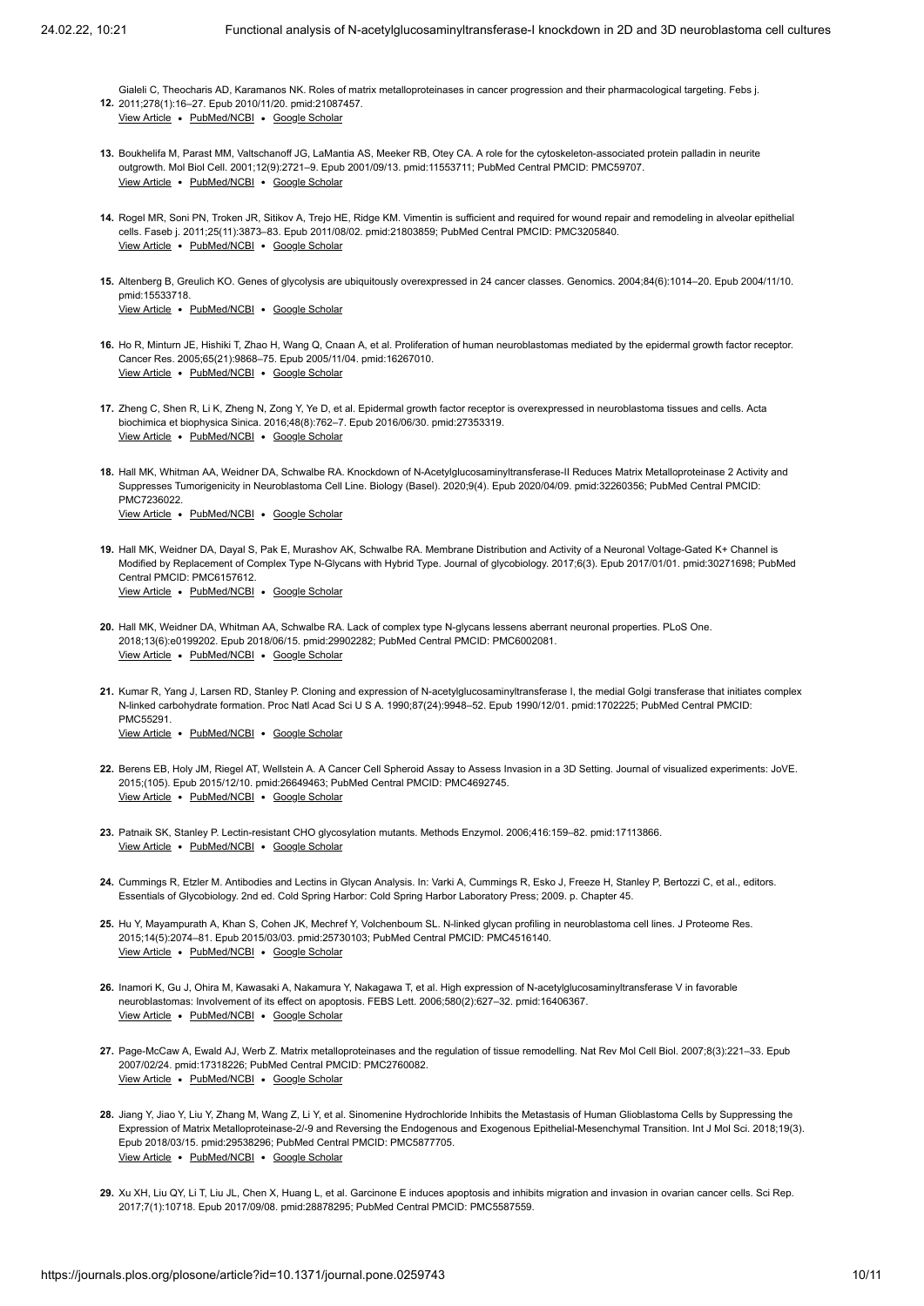12. Gialeli C, Theocharis AD, Karamanos NK. Roles of matrix metalloproteinases in cancer progression and their pharmacological targeting. Febs j. 2011;278(1):16–27. Epub 2010/11/20. pmid:21087457.
View Article • PubMed/NCBI • Google Scholar

13. Boukhelifa M, Parast MM, Valtschanoff JG, LaMantia AS, Meeker RB, Otey CA. A role for the cytoskeleton-associated protein palladin in neurite outgrowth. Mol Biol Cell. 2001;12(9):2721–9. Epub 2001/09/13. pmid:11553711; PubMed Central PMCID: PMC59707.
View Article • PubMed/NCBI • Google Scholar

14. Rogel MR, Soni PN, Troken JR, Sitikov A, Trejo HE, Ridge KM. Vimentin is sufficient and required for wound repair and remodeling in alveolar epithelial cells. Faseb j. 2011;25(11):3873–83. Epub 2011/08/02. pmid:21803859; PubMed Central PMCID: PMC3205840.
View Article • PubMed/NCBI • Google Scholar

15. Altenberg B, Greulich KO. Genes of glycolysis are ubiquitously overexpressed in 24 cancer classes. Genomics. 2004;84(6):1014–20. Epub 2004/11/10. pmid:15533718.
View Article • PubMed/NCBI • Google Scholar

16. Ho R, Minturn JE, Hishiki T, Zhao H, Wang Q, Cnaan A, et al. Proliferation of human neuroblastomas mediated by the epidermal growth factor receptor. Cancer Res. 2005;65(21):9868–75. Epub 2005/11/04. pmid:16267010.
View Article • PubMed/NCBI • Google Scholar

17. Zheng C, Shen R, Li K, Zheng N, Zong Y, Ye D, et al. Epidermal growth factor receptor is overexpressed in neuroblastoma tissues and cells. Acta biochimica et biophysica Sinica. 2016;48(8):762–7. Epub 2016/06/30. pmid:27353319.
View Article • PubMed/NCBI • Google Scholar

18. Hall MK, Whitman AA, Weidner DA, Schwalbe RA. Knockdown of N-Acetylglucosaminyltransferase-II Reduces Matrix Metalloproteinase 2 Activity and Suppresses Tumorigenicity in Neuroblastoma Cell Line. Biology (Basel). 2020;9(4). Epub 2020/04/09. pmid:32260356; PubMed Central PMCID: PMC7236022.
View Article • PubMed/NCBI • Google Scholar

19. Hall MK, Weidner DA, Dayal S, Pak E, Murashov AK, Schwalbe RA. Membrane Distribution and Activity of a Neuronal Voltage-Gated K+ Channel is Modified by Replacement of Complex Type N-Glycans with Hybrid Type. Journal of glycobiology. 2017;6(3). Epub 2017/01/01. pmid:30271698; PubMed Central PMCID: PMC6157612.
View Article • PubMed/NCBI • Google Scholar

20. Hall MK, Weidner DA, Whitman AA, Schwalbe RA. Lack of complex type N-glycans lessens aberrant neuronal properties. PLoS One. 2018;13(6):e0199202. Epub 2018/06/15. pmid:29902282; PubMed Central PMCID: PMC6002081.
View Article • PubMed/NCBI • Google Scholar

21. Kumar R, Yang J, Larsen RD, Stanley P. Cloning and expression of N-acetylglucosaminyltransferase I, the medial Golgi transferase that initiates complex N-linked carbohydrate formation. Proc Natl Acad Sci U S A. 1990;87(24):9948–52. Epub 1990/12/01. pmid:1702225; PubMed Central PMCID: PMC55291.
View Article • PubMed/NCBI • Google Scholar

22. Berens EB, Holy JM, Riegel AT, Wellstein A. A Cancer Cell Spheroid Assay to Assess Invasion in a 3D Setting. Journal of visualized experiments: JoVE. 2015;(105). Epub 2015/12/10. pmid:26649463; PubMed Central PMCID: PMC4692745.
View Article • PubMed/NCBI • Google Scholar

23. Patnaik SK, Stanley P. Lectin-resistant CHO glycosylation mutants. Methods Enzymol. 2006;416:159–82. pmid:17113866.
View Article • PubMed/NCBI • Google Scholar

24. Cummings R, Etzler M. Antibodies and Lectins in Glycan Analysis. In: Varki A, Cummings R, Esko J, Freeze H, Stanley P, Bertozzi C, et al., editors. Essentials of Glycobiology. 2nd ed. Cold Spring Harbor: Cold Spring Harbor Laboratory Press; 2009. p. Chapter 45.

25. Hu Y, Mayampurath A, Khan S, Cohen JK, Mechref Y, Volchenboum SL. N-linked glycan profiling in neuroblastoma cell lines. J Proteome Res. 2015;14(5):2074–81. Epub 2015/03/03. pmid:25730103; PubMed Central PMCID: PMC4516140.
View Article • PubMed/NCBI • Google Scholar

26. Inamori K, Gu J, Ohira M, Kawasaki A, Nakamura Y, Nakagawa T, et al. High expression of N-acetylglucosaminyltransferase V in favorable neuroblastomas: Involvement of its effect on apoptosis. FEBS Lett. 2006;580(2):627–32. pmid:16406367.
View Article • PubMed/NCBI • Google Scholar

27. Page-McCaw A, Ewald AJ, Werb Z. Matrix metalloproteinases and the regulation of tissue remodelling. Nat Rev Mol Cell Biol. 2007;8(3):221–33. Epub 2007/02/24. pmid:17318226; PubMed Central PMCID: PMC2760082.
View Article • PubMed/NCBI • Google Scholar

28. Jiang Y, Jiao Y, Liu Y, Zhang M, Wang Z, Li Y, et al. Sinomenine Hydrochloride Inhibits the Metastasis of Human Glioblastoma Cells by Suppressing the Expression of Matrix Metalloproteinase-2/-9 and Reversing the Endogenous and Exogenous Epithelial-Mesenchymal Transition. Int J Mol Sci. 2018;19(3). Epub 2018/03/15. pmid:29538296; PubMed Central PMCID: PMC5877705.
View Article • PubMed/NCBI • Google Scholar

29. Xu XH, Liu QY, Li T, Liu JL, Chen X, Huang L, et al. Garcinone E induces apoptosis and inhibits migration and invasion in ovarian cancer cells. Sci Rep. 2017;7(1):10718. Epub 2017/09/08. pmid:28878295; PubMed Central PMCID: PMC5587559.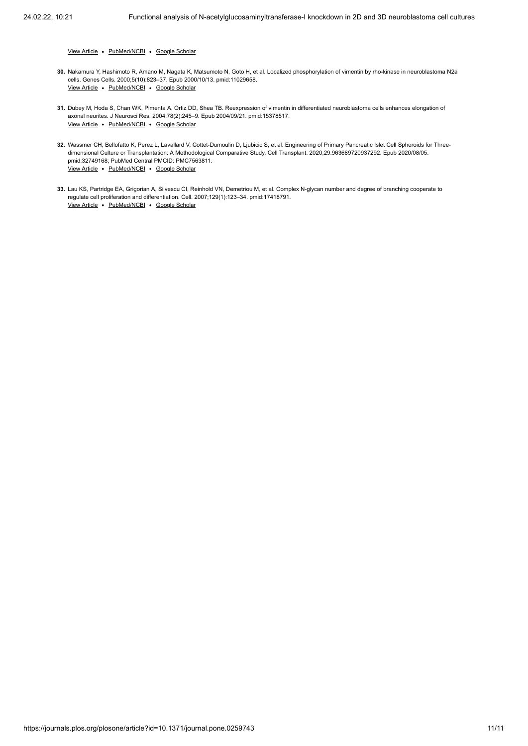View Article • PubMed/NCBI • Google Scholar

30. Nakamura Y, Hashimoto R, Amano M, Nagata K, Matsumoto N, Goto H, et al. Localized phosphorylation of vimentin by rho-kinase in neuroblastoma N2a cells. Genes Cells. 2000;5(10):823–37. Epub 2000/10/13. pmid:11029658.
View Article • PubMed/NCBI • Google Scholar

31. Dubey M, Hoda S, Chan WK, Pimenta A, Ortiz DD, Shea TB. Reexpression of vimentin in differentiated neuroblastoma cells enhances elongation of axonal neurites. J Neurosci Res. 2004;78(2):245–9. Epub 2004/09/21. pmid:15378517.
View Article • PubMed/NCBI • Google Scholar

32. Wassmer CH, Bellofatto K, Perez L, Lavallard V, Cottet-Dumoulin D, Ljubicic S, et al. Engineering of Primary Pancreatic Islet Cell Spheroids for Three-dimensional Culture or Transplantation: A Methodological Comparative Study. Cell Transplant. 2020;29:963689720937292. Epub 2020/08/05. pmid:32749168; PubMed Central PMCID: PMC7563811.
View Article • PubMed/NCBI • Google Scholar

33. Lau KS, Partridge EA, Grigorian A, Silvescu CI, Reinhold VN, Demetriou M, et al. Complex N-glycan number and degree of branching cooperate to regulate cell proliferation and differentiation. Cell. 2007;129(1):123–34. pmid:17418791.
View Article • PubMed/NCBI • Google Scholar